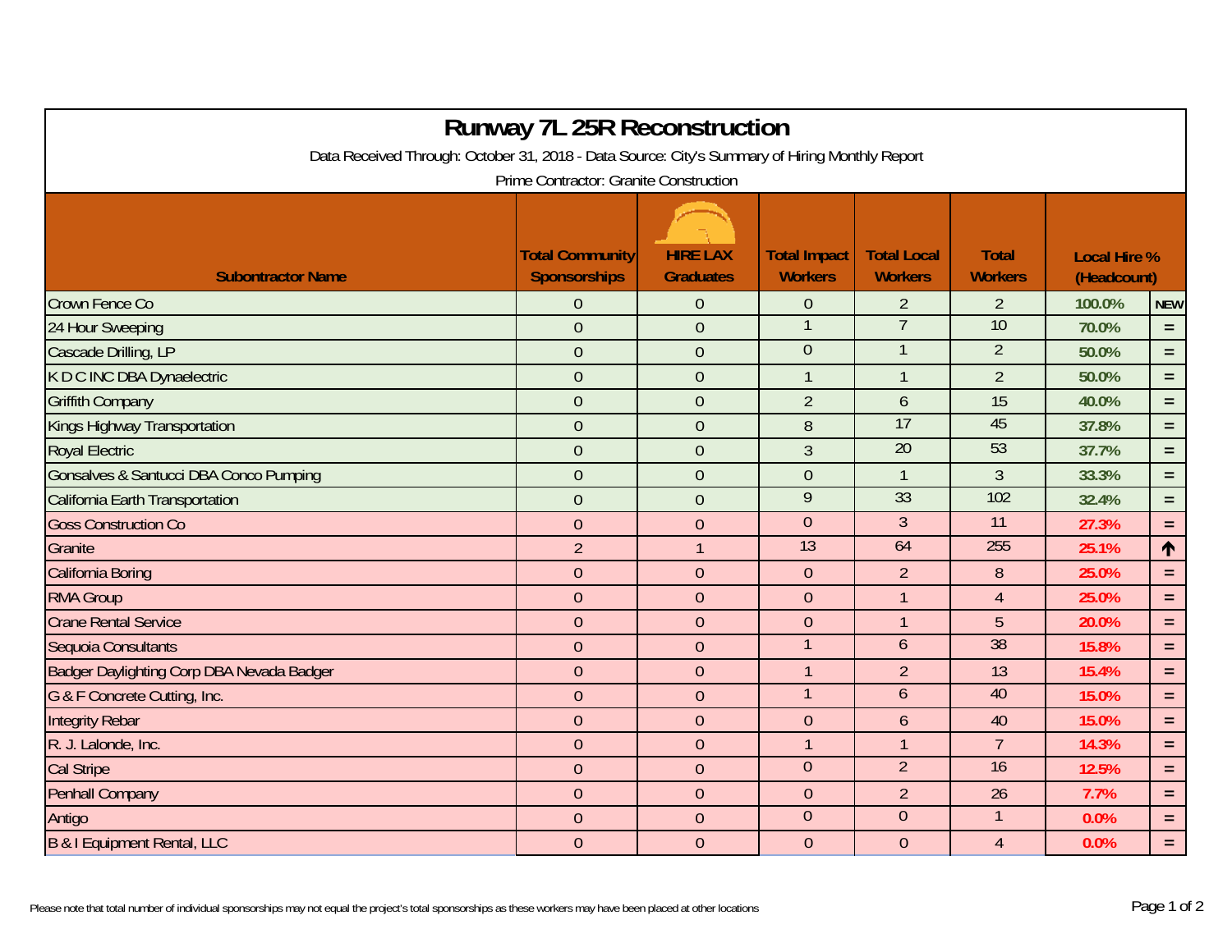# Runway 7L 25R Reconstruction

Data Received Through: October 31, 2018 - Data Source: City's Summary of Hiring Monthly Report

Prime Contractor: Granite Construction

| Subontractor Name | Total Community Sponsorships | HIRE LAX Graduates | Total Impact Workers | Total Local Workers | Total Workers | Local Hire % (Headcount) | |
|---|---|---|---|---|---|---|---|
| Crown Fence Co | 0 | 0 | 0 | 2 | 2 | 100.0% | NEW |
| 24 Hour Sweeping | 0 | 0 | 1 | 7 | 10 | 70.0% | = |
| Cascade Drilling, LP | 0 | 0 | 0 | 1 | 2 | 50.0% | = |
| K D C INC DBA Dynaelectric | 0 | 0 | 1 | 1 | 2 | 50.0% | = |
| Griffith Company | 0 | 0 | 2 | 6 | 15 | 40.0% | = |
| Kings Highway Transportation | 0 | 0 | 8 | 17 | 45 | 37.8% | = |
| Royal Electric | 0 | 0 | 3 | 20 | 53 | 37.7% | = |
| Gonsalves & Santucci DBA Conco Pumping | 0 | 0 | 0 | 1 | 3 | 33.3% | = |
| California Earth Transportation | 0 | 0 | 9 | 33 | 102 | 32.4% | = |
| Goss Construction Co | 0 | 0 | 0 | 3 | 11 | 27.3% | = |
| Granite | 2 | 1 | 13 | 64 | 255 | 25.1% | ↑ |
| California Boring | 0 | 0 | 0 | 2 | 8 | 25.0% | = |
| RMA Group | 0 | 0 | 0 | 1 | 4 | 25.0% | = |
| Crane Rental Service | 0 | 0 | 0 | 1 | 5 | 20.0% | = |
| Sequoia Consultants | 0 | 0 | 1 | 6 | 38 | 15.8% | = |
| Badger Daylighting Corp DBA Nevada Badger | 0 | 0 | 1 | 2 | 13 | 15.4% | = |
| G & F Concrete Cutting, Inc. | 0 | 0 | 1 | 6 | 40 | 15.0% | = |
| Integrity Rebar | 0 | 0 | 0 | 6 | 40 | 15.0% | = |
| R. J. Lalonde, Inc. | 0 | 0 | 1 | 1 | 7 | 14.3% | = |
| Cal Stripe | 0 | 0 | 0 | 2 | 16 | 12.5% | = |
| Penhall Company | 0 | 0 | 0 | 2 | 26 | 7.7% | = |
| Antigo | 0 | 0 | 0 | 0 | 1 | 0.0% | = |
| B & I Equipment Rental, LLC | 0 | 0 | 0 | 0 | 4 | 0.0% | = |

Please note that total number of individual sponsorships may not equal the project's total sponsorships as these workers may have been placed at other locations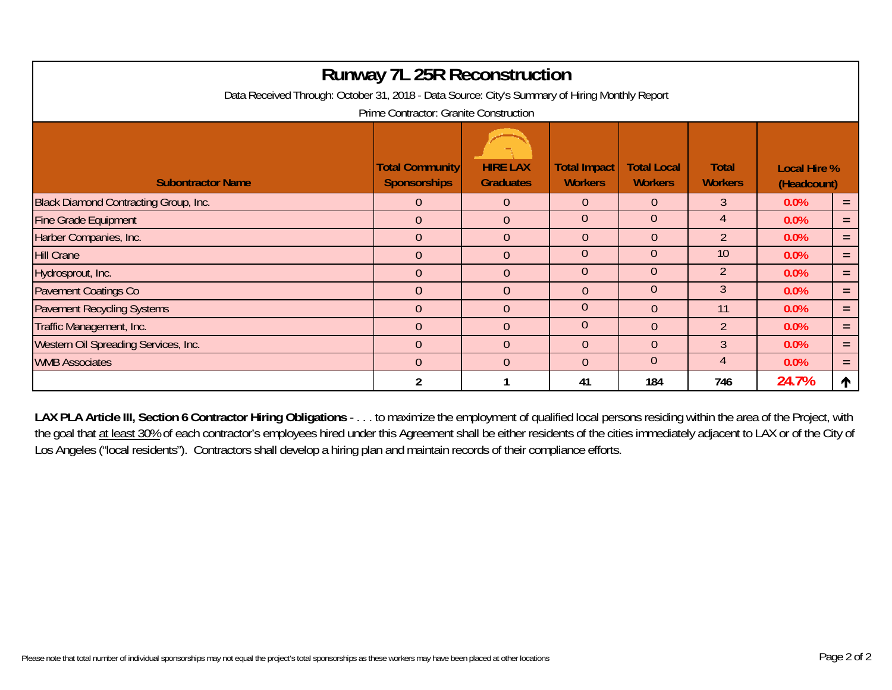# Runway 7L 25R Reconstruction

Data Received Through: October 31, 2018 - Data Source: City's Summary of Hiring Monthly Report

Prime Contractor: Granite Construction

| Subontractor Name | Total Community Sponsorships | HIRE LAX Graduates | Total Impact Workers | Total Local Workers | Total Workers | Local Hire % (Headcount) | |
|---|---|---|---|---|---|---|---|
| Black Diamond Contracting Group, Inc. | 0 | 0 | 0 | 0 | 3 | 0.0% | = |
| Fine Grade Equipment | 0 | 0 | 0 | 0 | 4 | 0.0% | = |
| Harber Companies, Inc. | 0 | 0 | 0 | 0 | 2 | 0.0% | = |
| Hill Crane | 0 | 0 | 0 | 0 | 10 | 0.0% | = |
| Hydrosprout, Inc. | 0 | 0 | 0 | 0 | 2 | 0.0% | = |
| Pavement Coatings Co | 0 | 0 | 0 | 0 | 3 | 0.0% | = |
| Pavement Recycling Systems | 0 | 0 | 0 | 0 | 11 | 0.0% | = |
| Traffic Management, Inc. | 0 | 0 | 0 | 0 | 2 | 0.0% | = |
| Western Oil Spreading Services, Inc. | 0 | 0 | 0 | 0 | 3 | 0.0% | = |
| WMB Associates | 0 | 0 | 0 | 0 | 4 | 0.0% | = |
| | **2** | **1** | **41** | **184** | **746** | **24.7%** | ↑ |

**LAX PLA Article III, Section 6 Contractor Hiring Obligations** - . . . to maximize the employment of qualified local persons residing within the area of the Project, with the goal that at least 30% of each contractor's employees hired under this Agreement shall be either residents of the cities immediately adjacent to LAX or of the City of Los Angeles ("local residents"). Contractors shall develop a hiring plan and maintain records of their compliance efforts.

Please note that total number of individual sponsorships may not equal the project's total sponsorships as these workers may have been placed at other locations